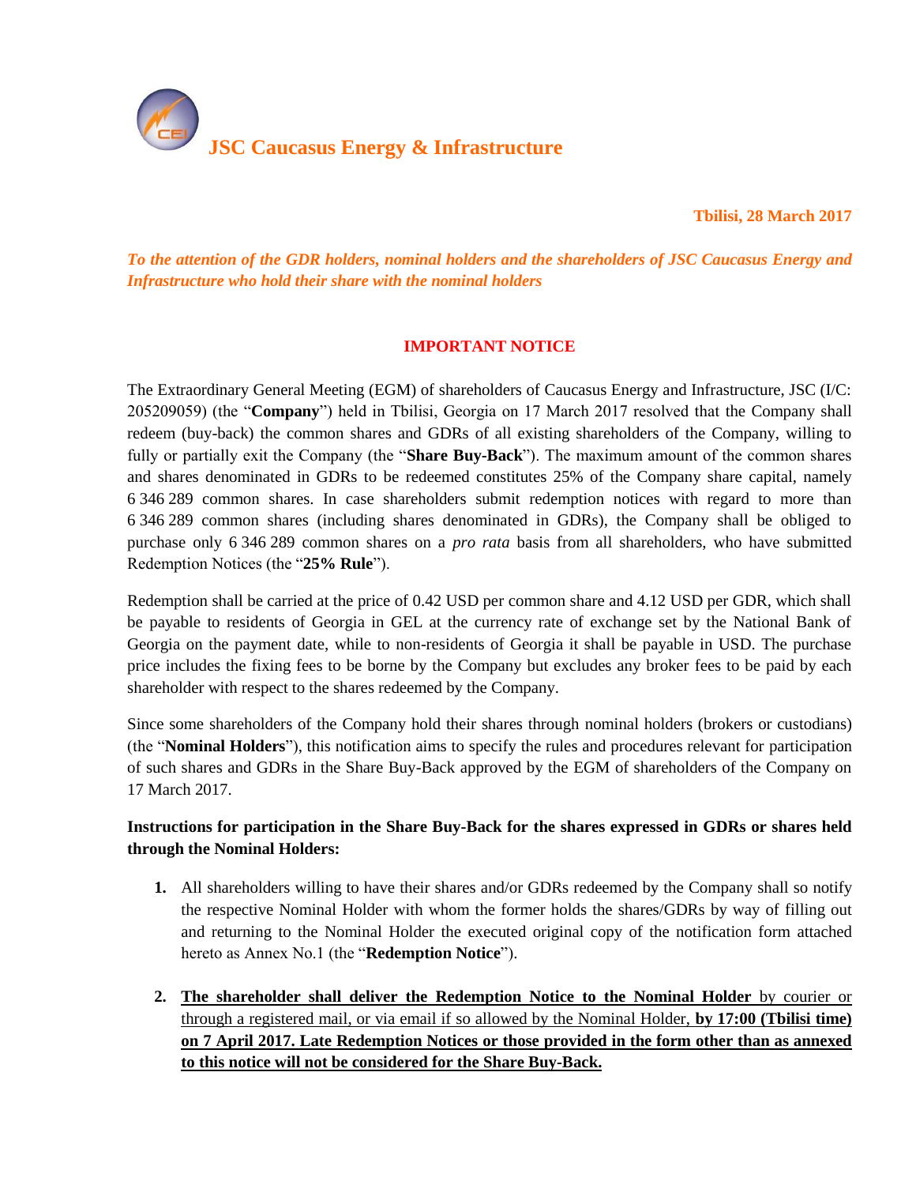# JSC Caucasus Energy & Infrastructure

**Tbilisi, 28 March 2017**

***To the attention of the GDR holders, nominal holders and the shareholders of JSC Caucasus Energy and Infrastructure who hold their share with the nominal holders***

## IMPORTANT NOTICE

The Extraordinary General Meeting (EGM) of shareholders of Caucasus Energy and Infrastructure, JSC (I/C: 205209059) (the "**Company**") held in Tbilisi, Georgia on 17 March 2017 resolved that the Company shall redeem (buy-back) the common shares and GDRs of all existing shareholders of the Company, willing to fully or partially exit the Company (the "**Share Buy-Back**"). The maximum amount of the common shares and shares denominated in GDRs to be redeemed constitutes 25% of the Company share capital, namely 6 346 289 common shares. In case shareholders submit redemption notices with regard to more than 6 346 289 common shares (including shares denominated in GDRs), the Company shall be obliged to purchase only 6 346 289 common shares on a *pro rata* basis from all shareholders, who have submitted Redemption Notices (the "**25% Rule**").

Redemption shall be carried at the price of 0.42 USD per common share and 4.12 USD per GDR, which shall be payable to residents of Georgia in GEL at the currency rate of exchange set by the National Bank of Georgia on the payment date, while to non-residents of Georgia it shall be payable in USD. The purchase price includes the fixing fees to be borne by the Company but excludes any broker fees to be paid by each shareholder with respect to the shares redeemed by the Company.

Since some shareholders of the Company hold their shares through nominal holders (brokers or custodians) (the "**Nominal Holders**"), this notification aims to specify the rules and procedures relevant for participation of such shares and GDRs in the Share Buy-Back approved by the EGM of shareholders of the Company on 17 March 2017.

**Instructions for participation in the Share Buy-Back for the shares expressed in GDRs or shares held through the Nominal Holders:**

1. All shareholders willing to have their shares and/or GDRs redeemed by the Company shall so notify the respective Nominal Holder with whom the former holds the shares/GDRs by way of filling out and returning to the Nominal Holder the executed original copy of the notification form attached hereto as Annex No.1 (the "**Redemption Notice**").

2. **The shareholder shall deliver the Redemption Notice to the Nominal Holder** by courier or through a registered mail, or via email if so allowed by the Nominal Holder, **by 17:00 (Tbilisi time) on 7 April 2017. Late Redemption Notices or those provided in the form other than as annexed to this notice will not be considered for the Share Buy-Back.**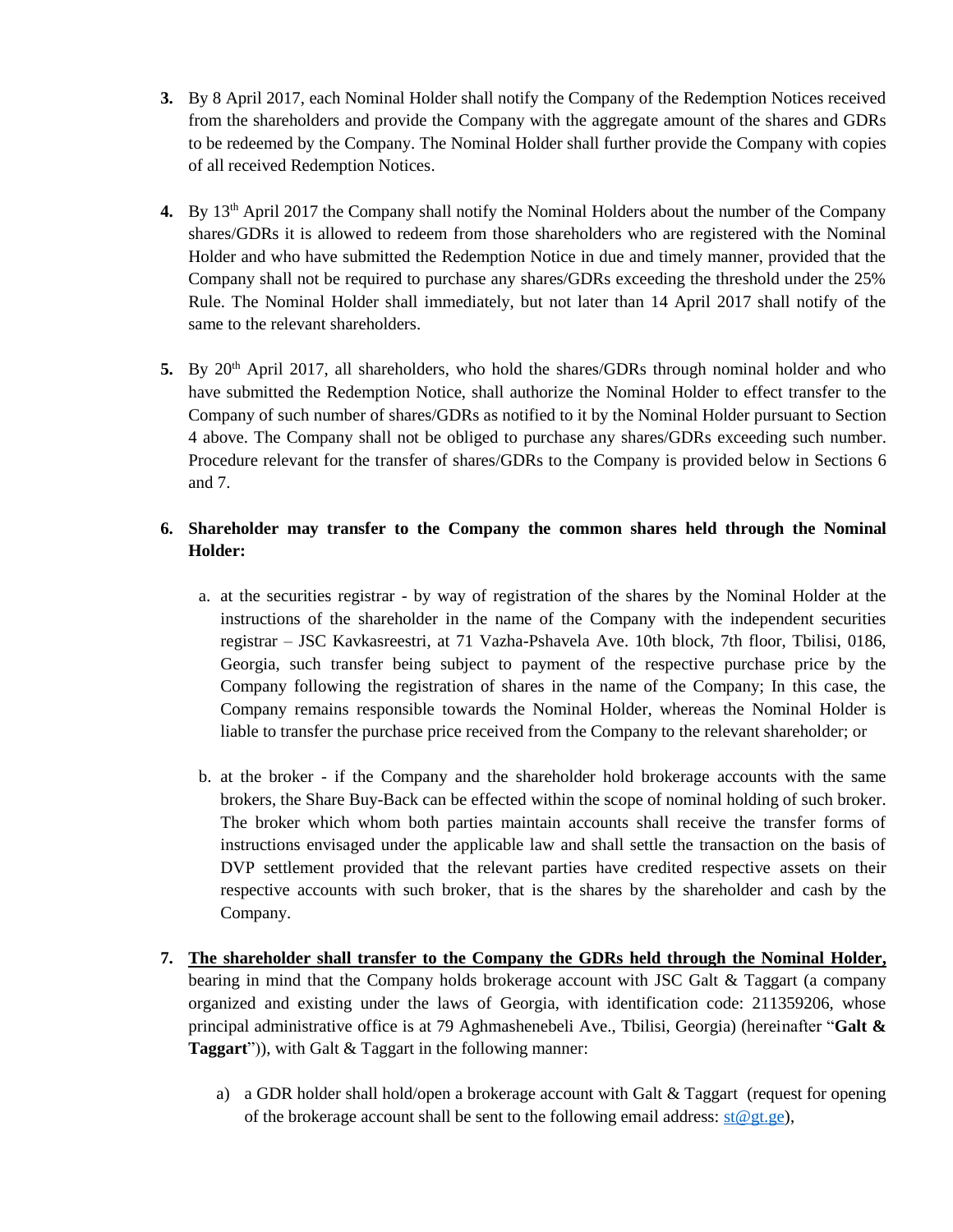3. By 8 April 2017, each Nominal Holder shall notify the Company of the Redemption Notices received from the shareholders and provide the Company with the aggregate amount of the shares and GDRs to be redeemed by the Company. The Nominal Holder shall further provide the Company with copies of all received Redemption Notices.

4. By 13th April 2017 the Company shall notify the Nominal Holders about the number of the Company shares/GDRs it is allowed to redeem from those shareholders who are registered with the Nominal Holder and who have submitted the Redemption Notice in due and timely manner, provided that the Company shall not be required to purchase any shares/GDRs exceeding the threshold under the 25% Rule. The Nominal Holder shall immediately, but not later than 14 April 2017 shall notify of the same to the relevant shareholders.

5. By 20th April 2017, all shareholders, who hold the shares/GDRs through nominal holder and who have submitted the Redemption Notice, shall authorize the Nominal Holder to effect transfer to the Company of such number of shares/GDRs as notified to it by the Nominal Holder pursuant to Section 4 above. The Company shall not be obliged to purchase any shares/GDRs exceeding such number. Procedure relevant for the transfer of shares/GDRs to the Company is provided below in Sections 6 and 7.

6. **Shareholder may transfer to the Company the common shares held through the Nominal Holder:**

   a. at the securities registrar - by way of registration of the shares by the Nominal Holder at the instructions of the shareholder in the name of the Company with the independent securities registrar – JSC Kavkasreestri, at 71 Vazha-Pshavela Ave. 10th block, 7th floor, Tbilisi, 0186, Georgia, such transfer being subject to payment of the respective purchase price by the Company following the registration of shares in the name of the Company; In this case, the Company remains responsible towards the Nominal Holder, whereas the Nominal Holder is liable to transfer the purchase price received from the Company to the relevant shareholder; or

   b. at the broker - if the Company and the shareholder hold brokerage accounts with the same brokers, the Share Buy-Back can be effected within the scope of nominal holding of such broker. The broker which whom both parties maintain accounts shall receive the transfer forms of instructions envisaged under the applicable law and shall settle the transaction on the basis of DVP settlement provided that the relevant parties have credited respective assets on their respective accounts with such broker, that is the shares by the shareholder and cash by the Company.

7. **<u>The shareholder shall transfer to the Company the GDRs held through the Nominal Holder,</u>** bearing in mind that the Company holds brokerage account with JSC Galt & Taggart (a company organized and existing under the laws of Georgia, with identification code: 211359206, whose principal administrative office is at 79 Aghmashenebeli Ave., Tbilisi, Georgia) (hereinafter "**Galt & Taggart**")), with Galt & Taggart in the following manner:

   a) a GDR holder shall hold/open a brokerage account with Galt & Taggart (request for opening of the brokerage account shall be sent to the following email address: st@gt.ge),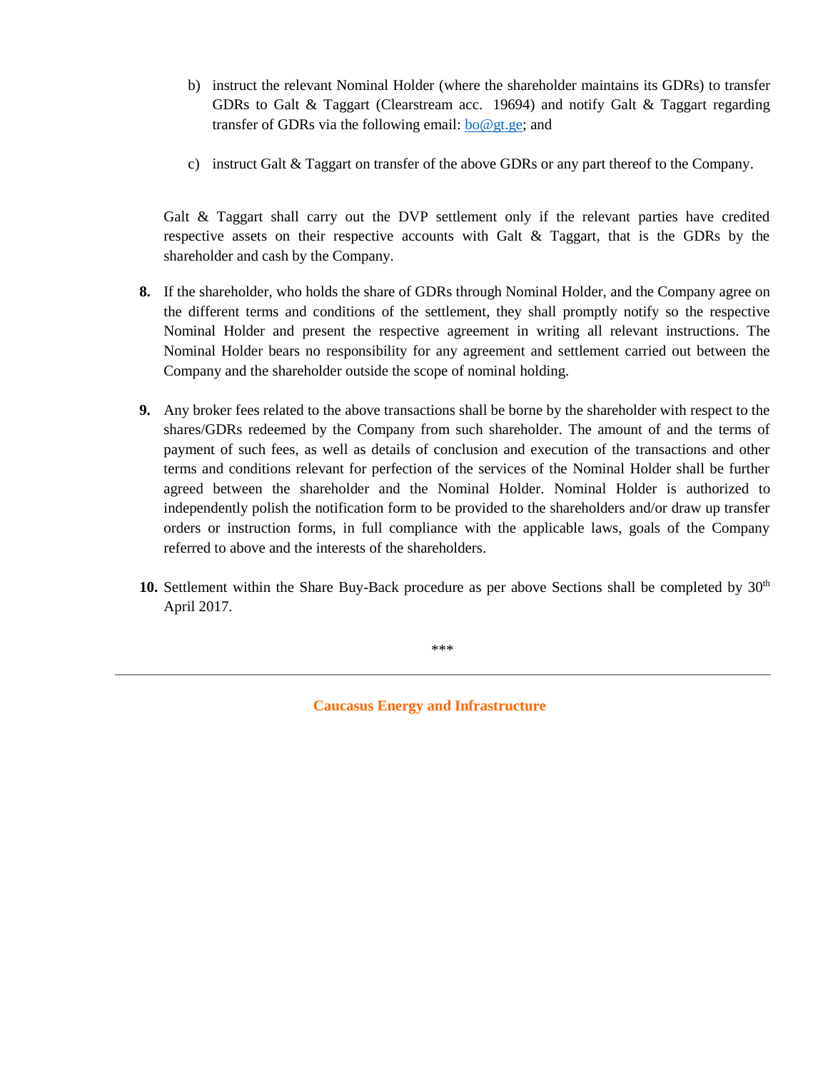b) instruct the relevant Nominal Holder (where the shareholder maintains its GDRs) to transfer GDRs to Galt & Taggart (Clearstream acc. 19694) and notify Galt & Taggart regarding transfer of GDRs via the following email: bo@gt.ge; and

c) instruct Galt & Taggart on transfer of the above GDRs or any part thereof to the Company.

Galt & Taggart shall carry out the DVP settlement only if the relevant parties have credited respective assets on their respective accounts with Galt & Taggart, that is the GDRs by the shareholder and cash by the Company.

**8.** If the shareholder, who holds the share of GDRs through Nominal Holder, and the Company agree on the different terms and conditions of the settlement, they shall promptly notify so the respective Nominal Holder and present the respective agreement in writing all relevant instructions. The Nominal Holder bears no responsibility for any agreement and settlement carried out between the Company and the shareholder outside the scope of nominal holding.

**9.** Any broker fees related to the above transactions shall be borne by the shareholder with respect to the shares/GDRs redeemed by the Company from such shareholder. The amount of and the terms of payment of such fees, as well as details of conclusion and execution of the transactions and other terms and conditions relevant for perfection of the services of the Nominal Holder shall be further agreed between the shareholder and the Nominal Holder. Nominal Holder is authorized to independently polish the notification form to be provided to the shareholders and/or draw up transfer orders or instruction forms, in full compliance with the applicable laws, goals of the Company referred to above and the interests of the shareholders.

**10.** Settlement within the Share Buy-Back procedure as per above Sections shall be completed by 30th April 2017.

\*\*\*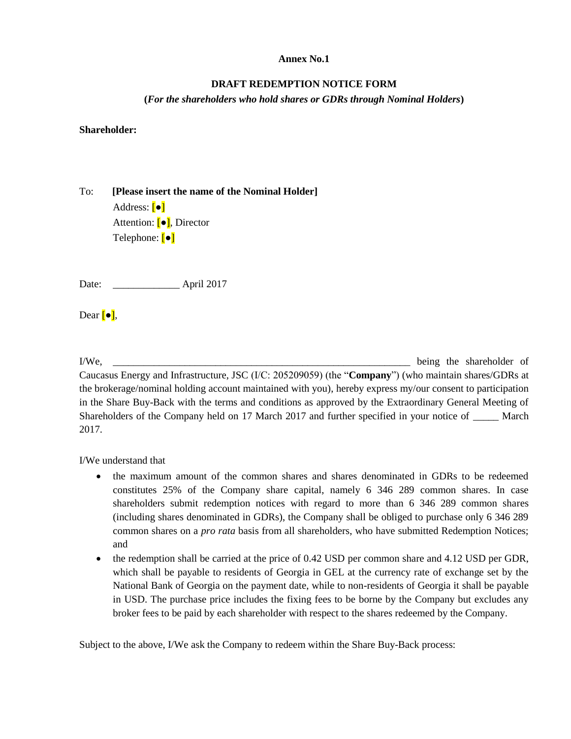**Annex No.1**

**DRAFT REDEMPTION NOTICE FORM**

**(*For the shareholders who hold shares or GDRs through Nominal Holders*)**

**Shareholder:**

To: **[Please insert the name of the Nominal Holder]**
Address: [●]
Attention: [●], Director
Telephone: [●]

Date: _____________ April 2017

Dear [●],

I/We, ____________________________________________________________ being the shareholder of Caucasus Energy and Infrastructure, JSC (I/C: 205209059) (the "**Company**") (who maintain shares/GDRs at the brokerage/nominal holding account maintained with you), hereby express my/our consent to participation in the Share Buy-Back with the terms and conditions as approved by the Extraordinary General Meeting of Shareholders of the Company held on 17 March 2017 and further specified in your notice of _____ March 2017.

I/We understand that

- the maximum amount of the common shares and shares denominated in GDRs to be redeemed constitutes 25% of the Company share capital, namely 6 346 289 common shares. In case shareholders submit redemption notices with regard to more than 6 346 289 common shares (including shares denominated in GDRs), the Company shall be obliged to purchase only 6 346 289 common shares on a *pro rata* basis from all shareholders, who have submitted Redemption Notices; and
- the redemption shall be carried at the price of 0.42 USD per common share and 4.12 USD per GDR, which shall be payable to residents of Georgia in GEL at the currency rate of exchange set by the National Bank of Georgia on the payment date, while to non-residents of Georgia it shall be payable in USD. The purchase price includes the fixing fees to be borne by the Company but excludes any broker fees to be paid by each shareholder with respect to the shares redeemed by the Company.

Subject to the above, I/We ask the Company to redeem within the Share Buy-Back process: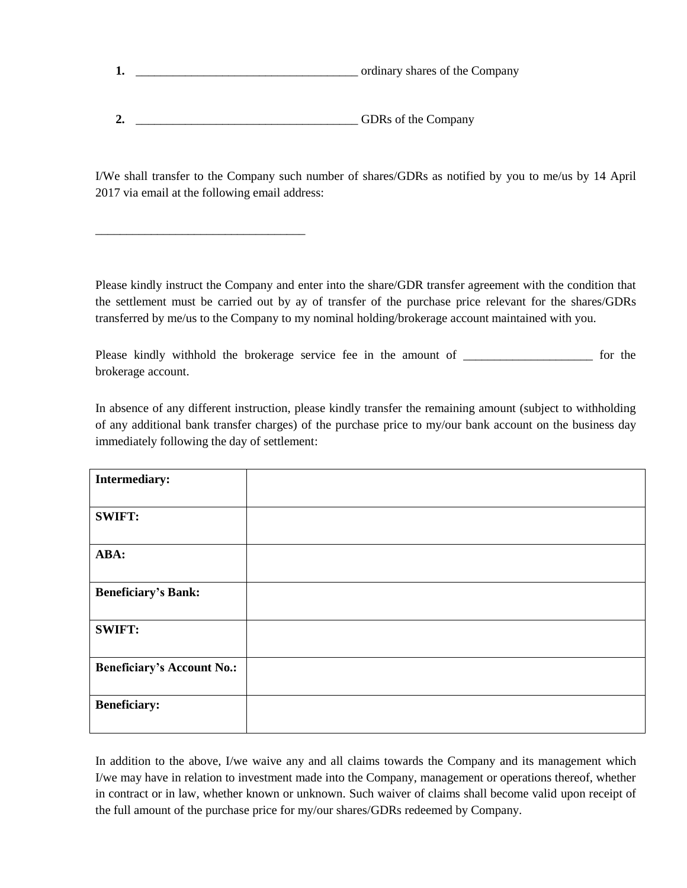1. ____________________________________ ordinary shares of the Company

2. ____________________________________ GDRs of the Company

I/We shall transfer to the Company such number of shares/GDRs as notified by you to me/us by 14 April 2017 via email at the following email address:

__________________________________

Please kindly instruct the Company and enter into the share/GDR transfer agreement with the condition that the settlement must be carried out by ay of transfer of the purchase price relevant for the shares/GDRs transferred by me/us to the Company to my nominal holding/brokerage account maintained with you.

Please kindly withhold the brokerage service fee in the amount of _____________________ for the brokerage account.

In absence of any different instruction, please kindly transfer the remaining amount (subject to withholding of any additional bank transfer charges) of the purchase price to my/our bank account on the business day immediately following the day of settlement:

| | |
|---|---|
| **Intermediary:** | |
| **SWIFT:** | |
| **ABA:** | |
| **Beneficiary's Bank:** | |
| **SWIFT:** | |
| **Beneficiary's Account No.:** | |
| **Beneficiary:** | |

In addition to the above, I/we waive any and all claims towards the Company and its management which I/we may have in relation to investment made into the Company, management or operations thereof, whether in contract or in law, whether known or unknown. Such waiver of claims shall become valid upon receipt of the full amount of the purchase price for my/our shares/GDRs redeemed by Company.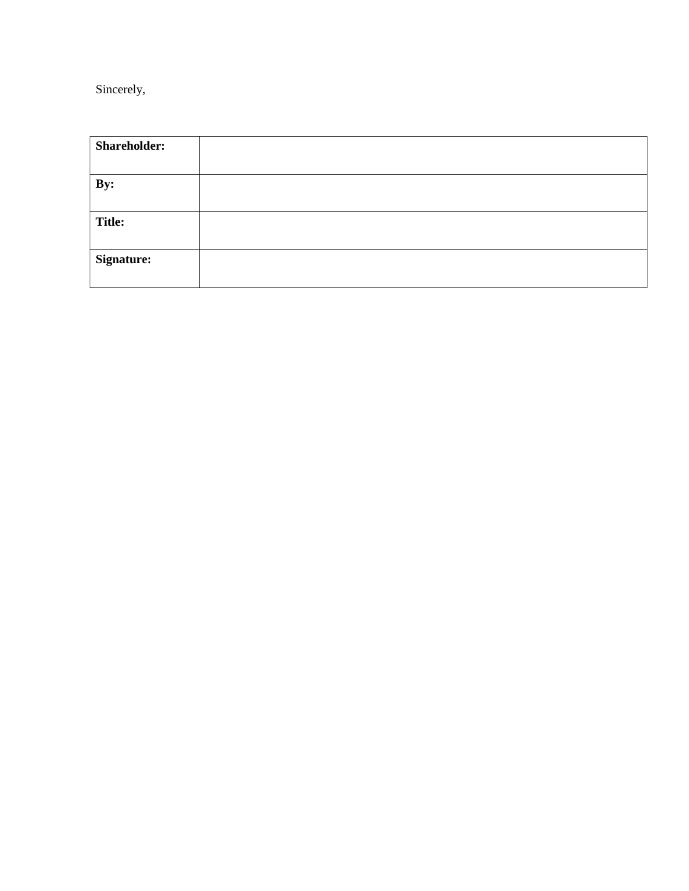Sincerely,

| | |
|---|---|
| **Shareholder:** | |
| **By:** | |
| **Title:** | |
| **Signature:** | |